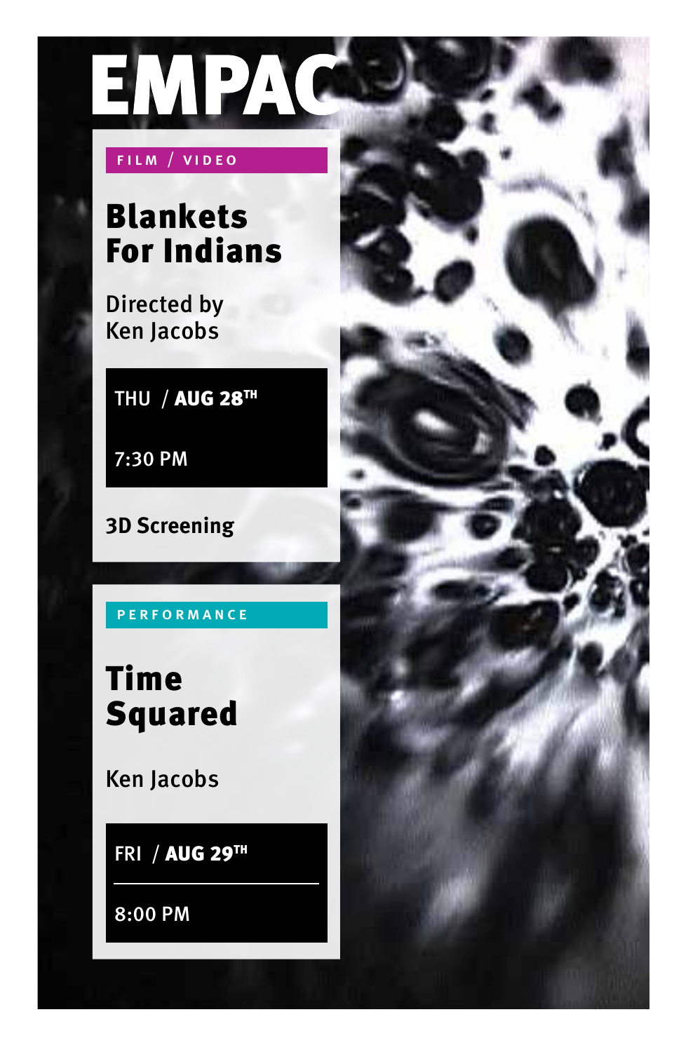# EMPAC

**FILM / VIDEO**

## Blankets For Indians

Directed by
Ken Jacobs

THU / **AUG 28TH**

7:30 PM

**3D Screening**

**PERFORMANCE**

## Time Squared

Ken Jacobs

FRI / **AUG 29TH**

8:00 PM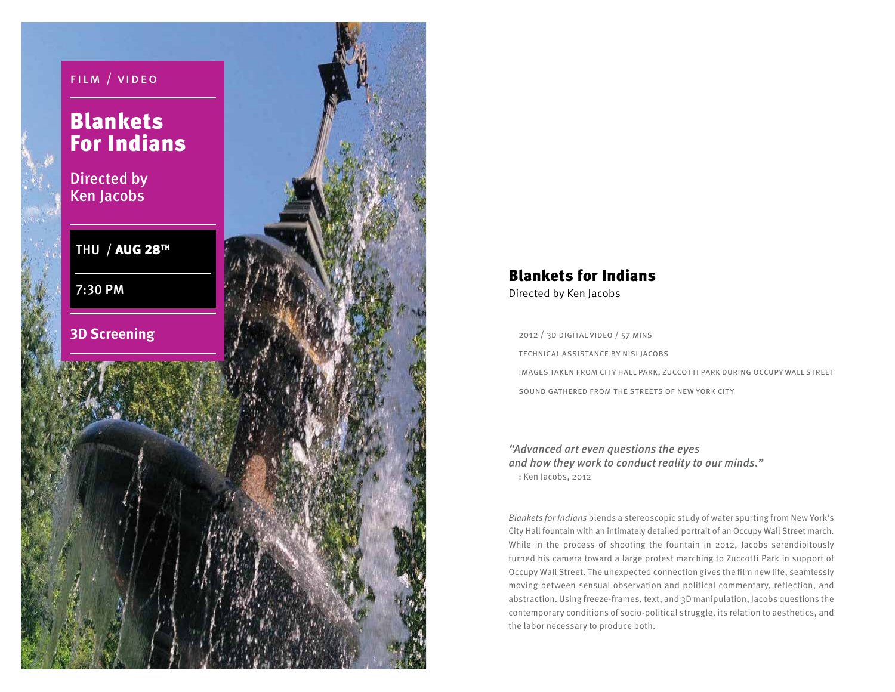FILM / VIDEO

# Blankets For Indians

Directed by Ken Jacobs

THU / **AUG 28TH**

7:30 PM

**3D Screening**

## Blankets for Indians

Directed by Ken Jacobs

2012 / 3D DIGITAL VIDEO / 57 MINS

TECHNICAL ASSISTANCE BY NISI JACOBS

IMAGES TAKEN FROM CITY HALL PARK, ZUCCOTTI PARK DURING OCCUPY WALL STREET

SOUND GATHERED FROM THE STREETS OF NEW YORK CITY

*"Advanced art even questions the eyes and how they work to conduct reality to our minds."*
: Ken Jacobs, 2012

*Blankets for Indians* blends a stereoscopic study of water spurting from New York's City Hall fountain with an intimately detailed portrait of an Occupy Wall Street march. While in the process of shooting the fountain in 2012, Jacobs serendipitously turned his camera toward a large protest marching to Zuccotti Park in support of Occupy Wall Street. The unexpected connection gives the film new life, seamlessly moving between sensual observation and political commentary, reflection, and abstraction. Using freeze-frames, text, and 3D manipulation, Jacobs questions the contemporary conditions of socio-political struggle, its relation to aesthetics, and the labor necessary to produce both.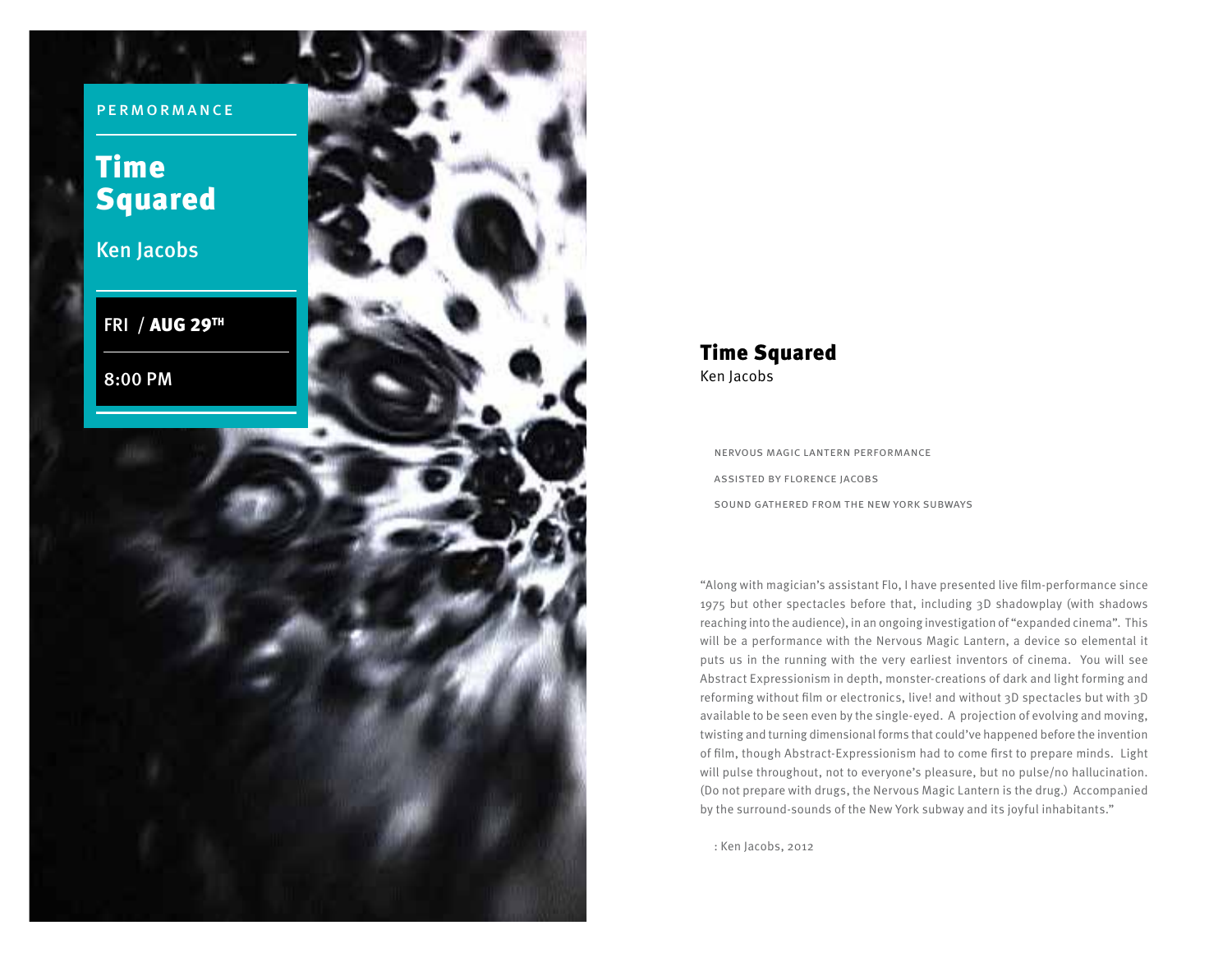PERMORMANCE

# Time Squared

Ken Jacobs

FRI / **AUG 29TH**

8:00 PM

## Time Squared

Ken Jacobs

NERVOUS MAGIC LANTERN PERFORMANCE

ASSISTED BY FLORENCE JACOBS

SOUND GATHERED FROM THE NEW YORK SUBWAYS

"Along with magician's assistant Flo, I have presented live film-performance since 1975 but other spectacles before that, including 3D shadowplay (with shadows reaching into the audience), in an ongoing investigation of "expanded cinema". This will be a performance with the Nervous Magic Lantern, a device so elemental it puts us in the running with the very earliest inventors of cinema. You will see Abstract Expressionism in depth, monster-creations of dark and light forming and reforming without film or electronics, live! and without 3D spectacles but with 3D available to be seen even by the single-eyed. A projection of evolving and moving, twisting and turning dimensional forms that could've happened before the invention of film, though Abstract-Expressionism had to come first to prepare minds. Light will pulse throughout, not to everyone's pleasure, but no pulse/no hallucination. (Do not prepare with drugs, the Nervous Magic Lantern is the drug.) Accompanied by the surround-sounds of the New York subway and its joyful inhabitants."

: Ken Jacobs, 2012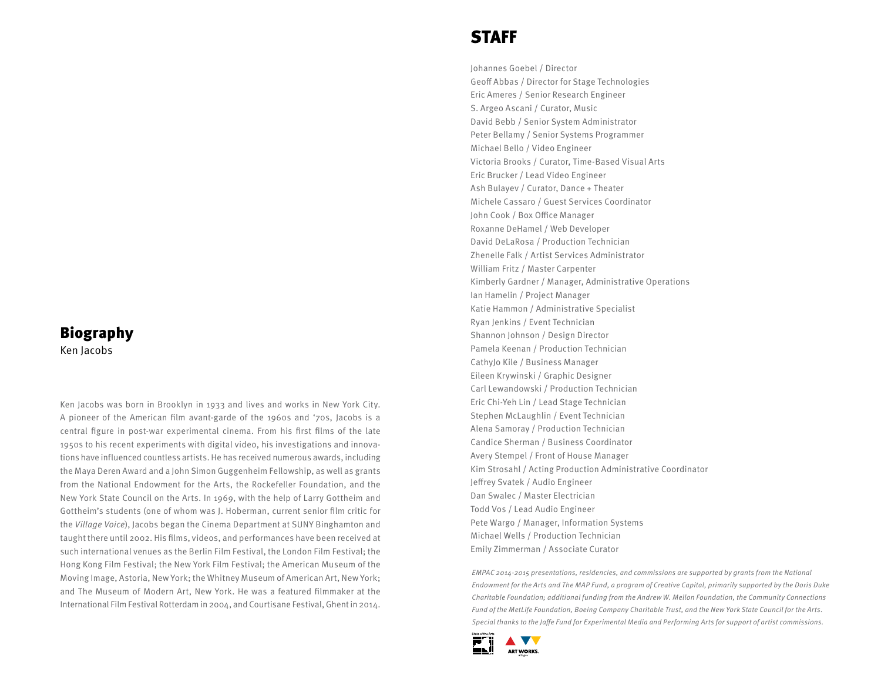## Biography

Ken Jacobs

Ken Jacobs was born in Brooklyn in 1933 and lives and works in New York City. A pioneer of the American film avant-garde of the 1960s and '70s, Jacobs is a central figure in post-war experimental cinema. From his first films of the late 1950s to his recent experiments with digital video, his investigations and innovations have influenced countless artists. He has received numerous awards, including the Maya Deren Award and a John Simon Guggenheim Fellowship, as well as grants from the National Endowment for the Arts, the Rockefeller Foundation, and the New York State Council on the Arts. In 1969, with the help of Larry Gottheim and Gottheim's students (one of whom was J. Hoberman, current senior film critic for the *Village Voice*), Jacobs began the Cinema Department at SUNY Binghamton and taught there until 2002. His films, videos, and performances have been received at such international venues as the Berlin Film Festival, the London Film Festival; the Hong Kong Film Festival; the New York Film Festival; the American Museum of the Moving Image, Astoria, New York; the Whitney Museum of American Art, New York; and The Museum of Modern Art, New York. He was a featured filmmaker at the International Film Festival Rotterdam in 2004, and Courtisane Festival, Ghent in 2014.

## STAFF

Johannes Goebel / Director
Geoff Abbas / Director for Stage Technologies
Eric Ameres / Senior Research Engineer
S. Argeo Ascani / Curator, Music
David Bebb / Senior System Administrator
Peter Bellamy / Senior Systems Programmer
Michael Bello / Video Engineer
Victoria Brooks / Curator, Time-Based Visual Arts
Eric Brucker / Lead Video Engineer
Ash Bulayev / Curator, Dance + Theater
Michele Cassaro / Guest Services Coordinator
John Cook / Box Office Manager
Roxanne DeHamel / Web Developer
David DeLaRosa / Production Technician
Zhenelle Falk / Artist Services Administrator
William Fritz / Master Carpenter
Kimberly Gardner / Manager, Administrative Operations
Ian Hamelin / Project Manager
Katie Hammon / Administrative Specialist
Ryan Jenkins / Event Technician
Shannon Johnson / Design Director
Pamela Keenan / Production Technician
CathyJo Kile / Business Manager
Eileen Krywinski / Graphic Designer
Carl Lewandowski / Production Technician
Eric Chi-Yeh Lin / Lead Stage Technician
Stephen McLaughlin / Event Technician
Alena Samoray / Production Technician
Candice Sherman / Business Coordinator
Avery Stempel / Front of House Manager
Kim Strosahl / Acting Production Administrative Coordinator
Jeffrey Svatek / Audio Engineer
Dan Swalec / Master Electrician
Todd Vos / Lead Audio Engineer
Pete Wargo / Manager, Information Systems
Michael Wells / Production Technician
Emily Zimmerman / Associate Curator

*EMPAC 2014-2015 presentations, residencies, and commissions are supported by grants from the National Endowment for the Arts and The MAP Fund, a program of Creative Capital, primarily supported by the Doris Duke Charitable Foundation; additional funding from the Andrew W. Mellon Foundation, the Community Connections Fund of the MetLife Foundation, Boeing Company Charitable Trust, and the New York State Council for the Arts. Special thanks to the Jaffe Fund for Experimental Media and Performing Arts for support of artist commissions.*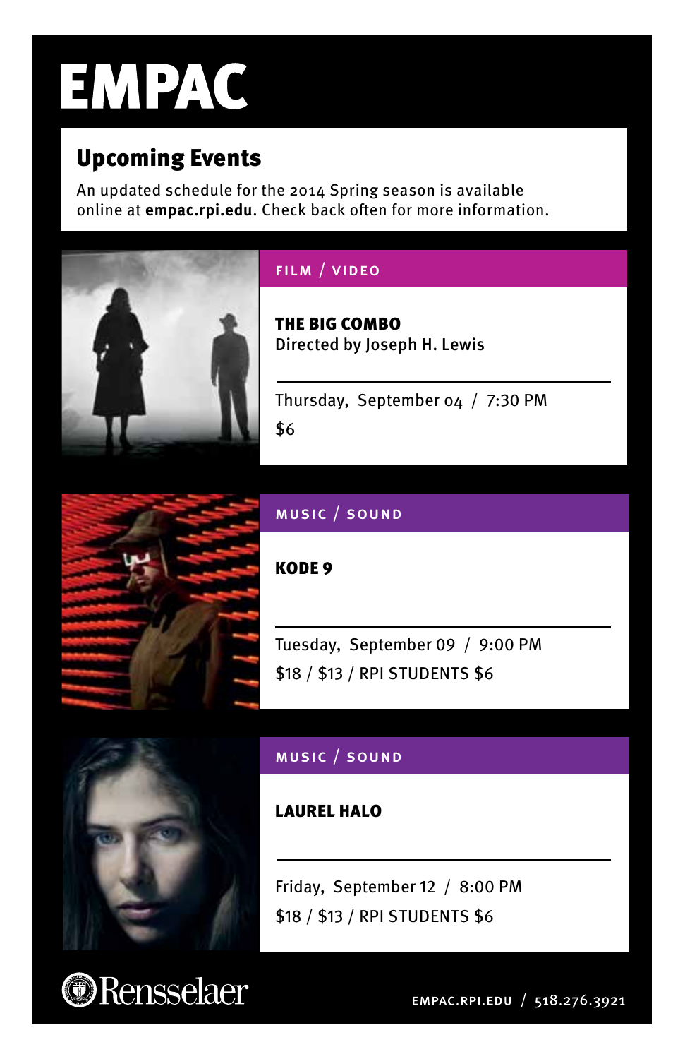# EMPAC

## Upcoming Events

An updated schedule for the 2014 Spring season is available online at **empac.rpi.edu**. Check back often for more information.

FILM / VIDEO

**THE BIG COMBO**
Directed by Joseph H. Lewis

Thursday, September 04 / 7:30 PM
$6

MUSIC / SOUND

**KODE 9**

Tuesday, September 09 / 9:00 PM
$18 / $13 / RPI STUDENTS $6

MUSIC / SOUND

**LAUREL HALO**

Friday, September 12 / 8:00 PM
$18 / $13 / RPI STUDENTS $6

Rensselaer

EMPAC.RPI.EDU / 518.276.3921